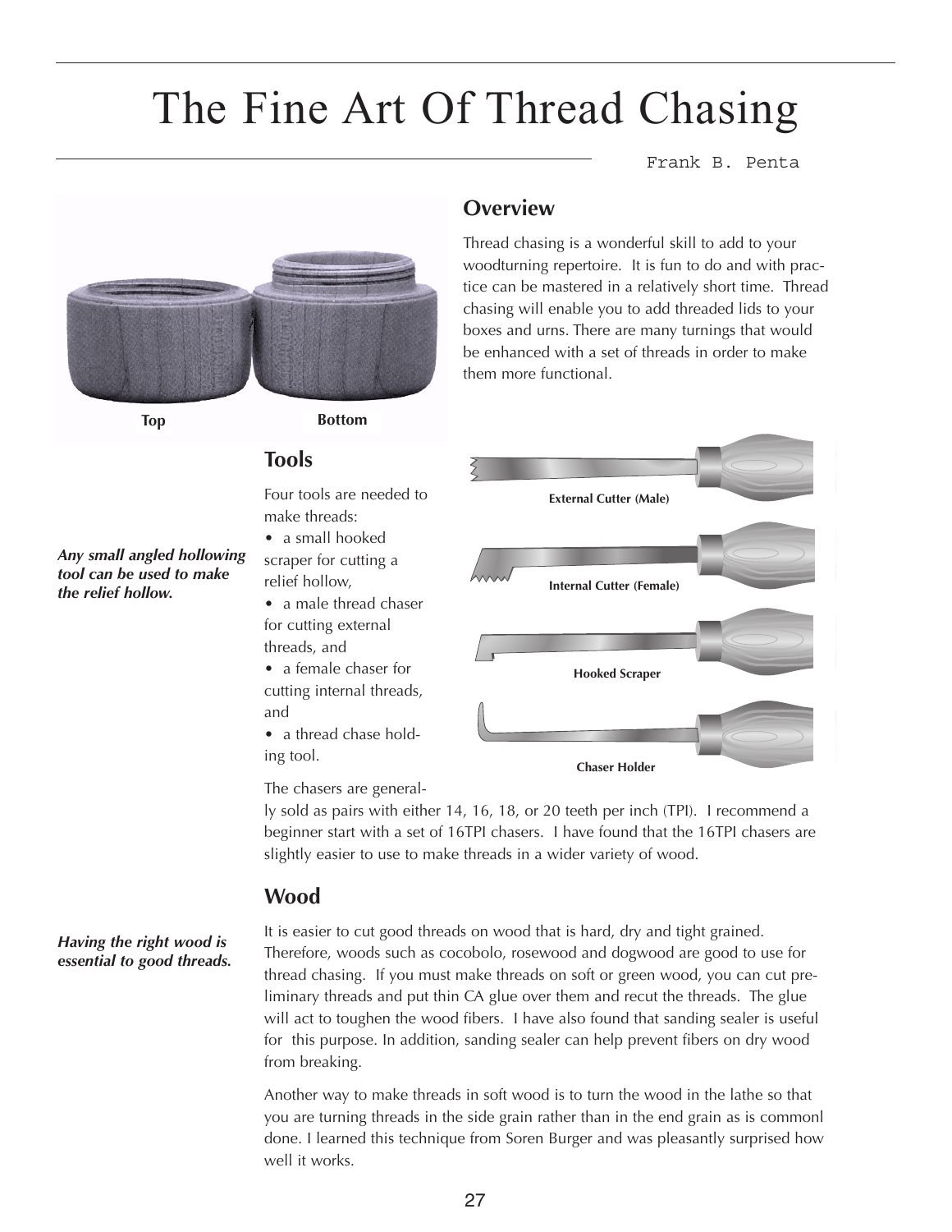# The Fine Art Of Thread Chasing

Frank B. Penta

Top Bottom

## Overview

Thread chasing is a wonderful skill to add to your woodturning repertoire. It is fun to do and with practice can be mastered in a relatively short time. Thread chasing will enable you to add threaded lids to your boxes and urns. There are many turnings that would be enhanced with a set of threads in order to make them more functional.

## Tools

*Any small angled hollowing tool can be used to make the relief hollow.*

Four tools are needed to make threads:

- a small hooked scraper for cutting a relief hollow,
- a male thread chaser for cutting external threads, and
- a female chaser for cutting internal threads, and
- a thread chase holding tool.

External Cutter (Male)

Internal Cutter (Female)

Hooked Scraper

Chaser Holder

The chasers are generally sold as pairs with either 14, 16, 18, or 20 teeth per inch (TPI). I recommend a beginner start with a set of 16TPI chasers. I have found that the 16TPI chasers are slightly easier to use to make threads in a wider variety of wood.

## Wood

*Having the right wood is essential to good threads.*

It is easier to cut good threads on wood that is hard, dry and tight grained. Therefore, woods such as cocobolo, rosewood and dogwood are good to use for thread chasing. If you must make threads on soft or green wood, you can cut preliminary threads and put thin CA glue over them and recut the threads. The glue will act to toughen the wood fibers. I have also found that sanding sealer is useful for this purpose. In addition, sanding sealer can help prevent fibers on dry wood from breaking.

Another way to make threads in soft wood is to turn the wood in the lathe so that you are turning threads in the side grain rather than in the end grain as is commonl done. I learned this technique from Soren Burger and was pleasantly surprised how well it works.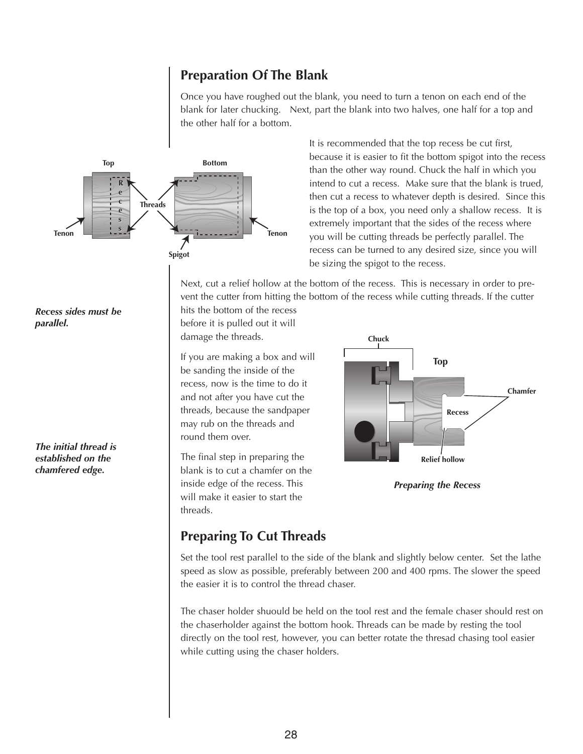## Preparation Of The Blank

Once you have roughed out the blank, you need to turn a tenon on each end of the blank for later chucking.   Next, part the blank into two halves, one half for a top and the other half for a bottom.

It is recommended that the top recess be cut first, because it is easier to fit the bottom spigot into the recess than the other way round. Chuck the half in which you intend to cut a recess.  Make sure that the blank is trued, then cut a recess to whatever depth is desired.  Since this is the top of a box, you need only a shallow recess.  It is extremely important that the sides of the recess where you will be cutting threads be perfectly parallel. The recess can be turned to any desired size, since you will be sizing the spigot to the recess.

*Recess sides must be parallel.*

Next, cut a relief hollow at the bottom of the recess.  This is necessary in order to prevent the cutter from hitting the bottom of the recess while cutting threads. If the cutter hits the bottom of the recess before it is pulled out it will damage the threads.

If you are making a box and will be sanding the inside of the recess, now is the time to do it and not after you have cut the threads, because the sandpaper may rub on the threads and round them over.

*The initial thread is established on the chamfered edge.*

The final step in preparing the blank is to cut a chamfer on the inside edge of the recess. This will make it easier to start the threads.

*Preparing the Recess*

## Preparing To Cut Threads

Set the tool rest parallel to the side of the blank and slightly below center.  Set the lathe speed as slow as possible, preferably between 200 and 400 rpms. The slower the speed the easier it is to control the thread chaser.

The chaser holder shuould be held on the tool rest and the female chaser should rest on the chaserholder against the bottom hook. Threads can be made by resting the tool directly on the tool rest, however, you can better rotate the thresad chasing tool easier while cutting using the chaser holders.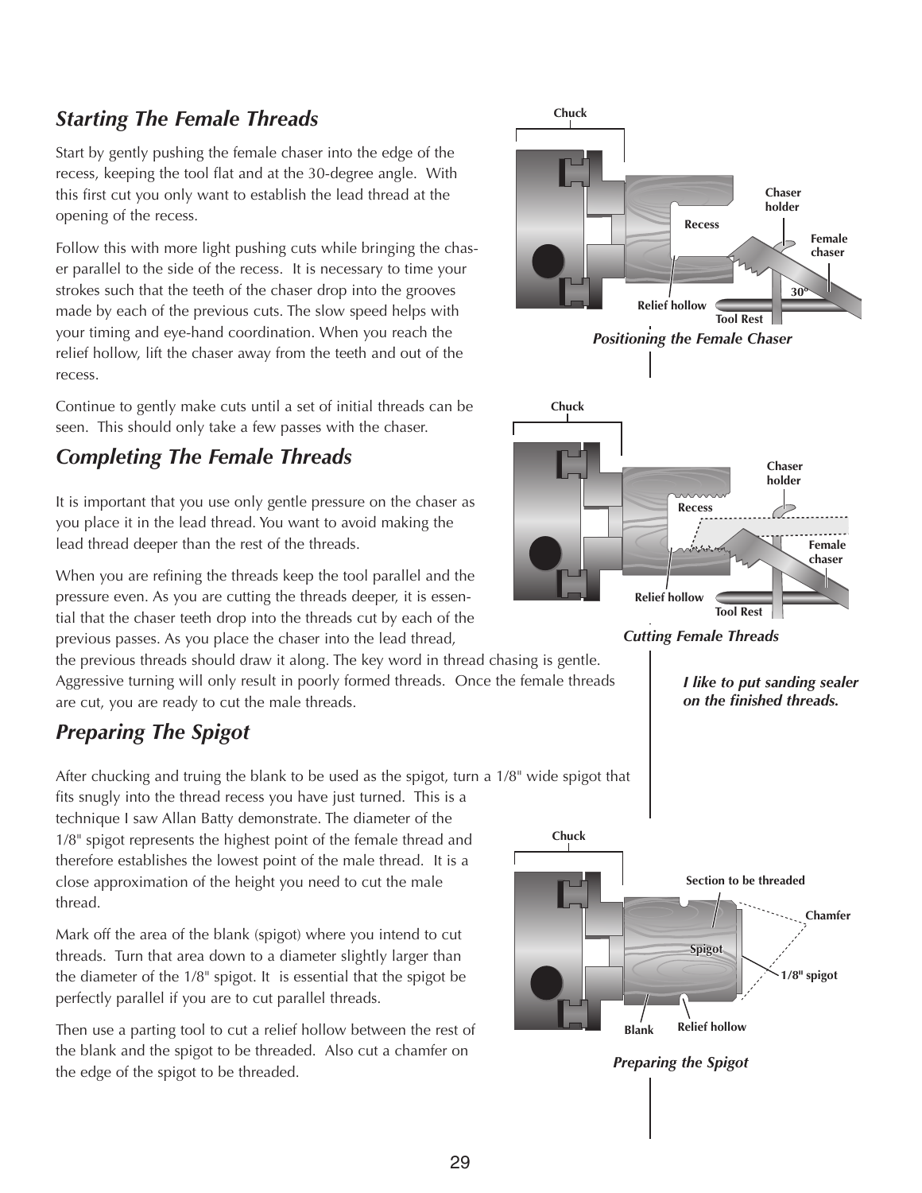## *Starting The Female Threads*

Start by gently pushing the female chaser into the edge of the recess, keeping the tool flat and at the 30-degree angle. With this first cut you only want to establish the lead thread at the opening of the recess.

Follow this with more light pushing cuts while bringing the chaser parallel to the side of the recess. It is necessary to time your strokes such that the teeth of the chaser drop into the grooves made by each of the previous cuts. The slow speed helps with your timing and eye-hand coordination. When you reach the relief hollow, lift the chaser away from the teeth and out of the recess.

Continue to gently make cuts until a set of initial threads can be seen. This should only take a few passes with the chaser.

*Positioning the Female Chaser*

## *Completing The Female Threads*

It is important that you use only gentle pressure on the chaser as you place it in the lead thread. You want to avoid making the lead thread deeper than the rest of the threads.

When you are refining the threads keep the tool parallel and the pressure even. As you are cutting the threads deeper, it is essential that the chaser teeth drop into the threads cut by each of the previous passes. As you place the chaser into the lead thread, the previous threads should draw it along. The key word in thread chasing is gentle. Aggressive turning will only result in poorly formed threads. Once the female threads are cut, you are ready to cut the male threads.

*Cutting Female Threads*

***I like to put sanding sealer on the finished threads.***

## *Preparing The Spigot*

After chucking and truing the blank to be used as the spigot, turn a 1/8" wide spigot that fits snugly into the thread recess you have just turned. This is a technique I saw Allan Batty demonstrate. The diameter of the 1/8" spigot represents the highest point of the female thread and therefore establishes the lowest point of the male thread. It is a close approximation of the height you need to cut the male thread.

Mark off the area of the blank (spigot) where you intend to cut threads. Turn that area down to a diameter slightly larger than the diameter of the 1/8" spigot. It is essential that the spigot be perfectly parallel if you are to cut parallel threads.

Then use a parting tool to cut a relief hollow between the rest of the blank and the spigot to be threaded. Also cut a chamfer on the edge of the spigot to be threaded.

*Preparing the Spigot*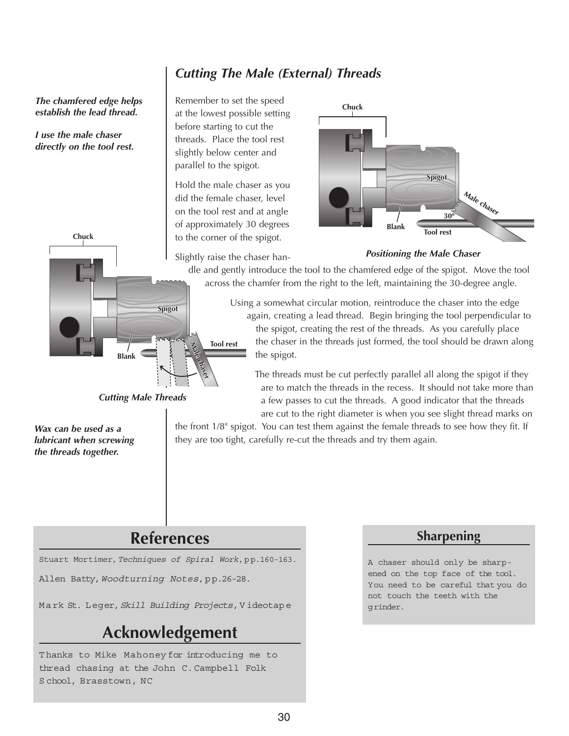## Cutting The Male (External) Threads

*The chamfered edge helps establish the lead thread.*

*I use the male chaser directly on the tool rest.*

Remember to set the speed at the lowest possible setting before starting to cut the threads. Place the tool rest slightly below center and parallel to the spigot.

Hold the male chaser as you did the female chaser, level on the tool rest and at angle of approximately 30 degrees to the corner of the spigot.

Chuck
Spigot
Male chaser
30°
Blank
Tool rest

*Positioning the Male Chaser*

Slightly raise the chaser handle and gently introduce the tool to the chamfered edge of the spigot. Move the tool across the chamfer from the right to the left, maintaining the 30-degree angle.

Chuck
Spigot
Tool rest
Male chaser
Blank

*Cutting Male Threads*

Using a somewhat circular motion, reintroduce the chaser into the edge again, creating a lead thread. Begin bringing the tool perpendicular to the spigot, creating the rest of the threads. As you carefully place the chaser in the threads just formed, the tool should be drawn along the spigot.

The threads must be cut perfectly parallel all along the spigot if they are to match the threads in the recess. It should not take more than a few passes to cut the threads. A good indicator that the threads are cut to the right diameter is when you see slight thread marks on the front 1/8" spigot. You can test them against the female threads to see how they fit. If they are too tight, carefully re-cut the threads and try them again.

*Wax can be used as a lubricant when screwing the threads together.*

# References

Stuart Mortimer, *Techniques of Spiral Work*, pp.160-163.

Allen Batty, *Woodturning Notes*, pp.26-28.

Mark St. Leger, *Skill Building Projects*, Videotape

# Acknowledgement

Thanks to Mike Mahoney for introducing me to thread chasing at the John C. Campbell Folk School, Brasstown, NC

## Sharpening

A chaser should only be sharpened on the top face of the tool. You need to be careful that you do not touch the teeth with the grinder.